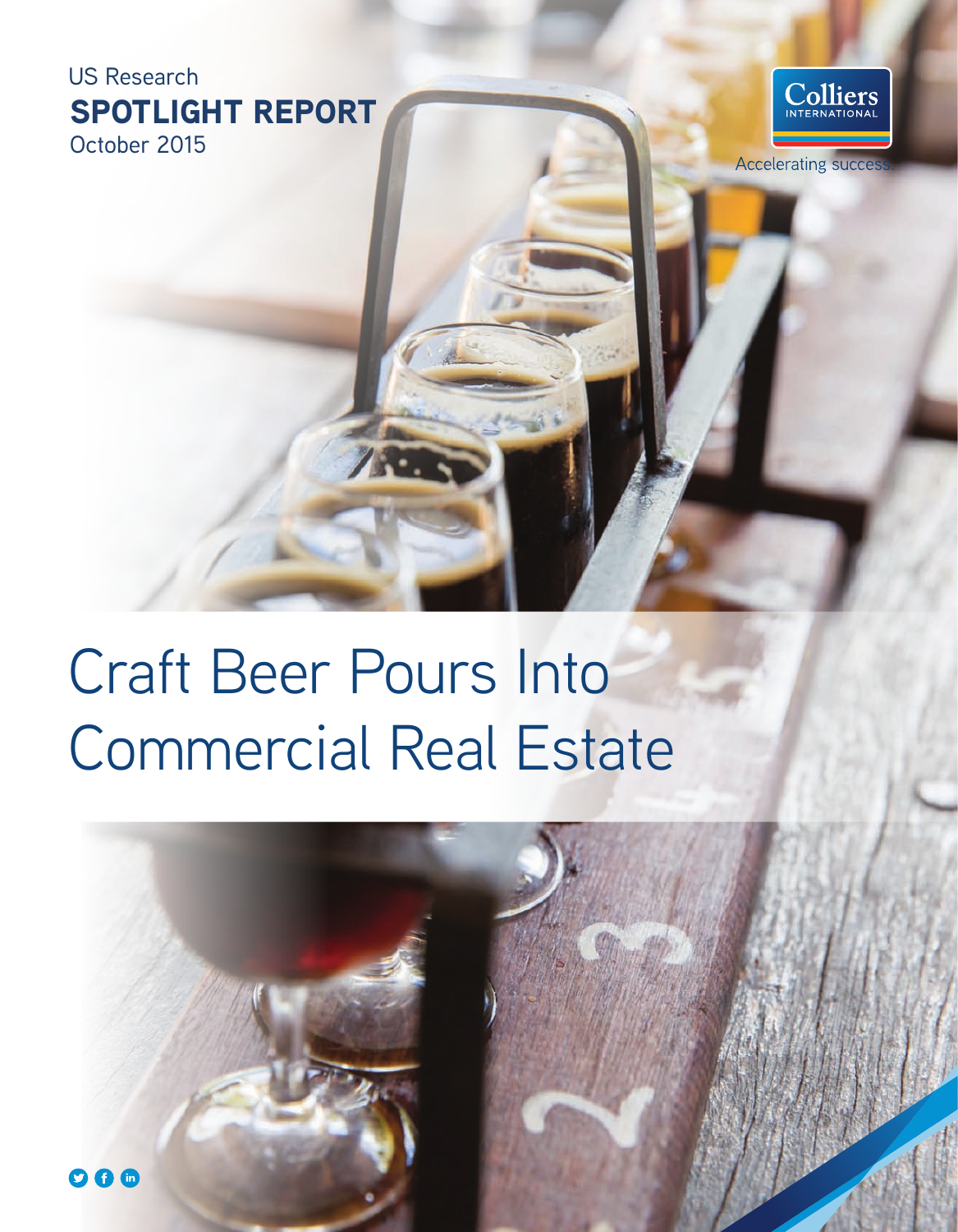US Research

**SPOTLIGHT REPORT**

October 2015

Colliers INTERNATIONAL

Accelerating success.

# Craft Beer Pours Into Commercial Real Estate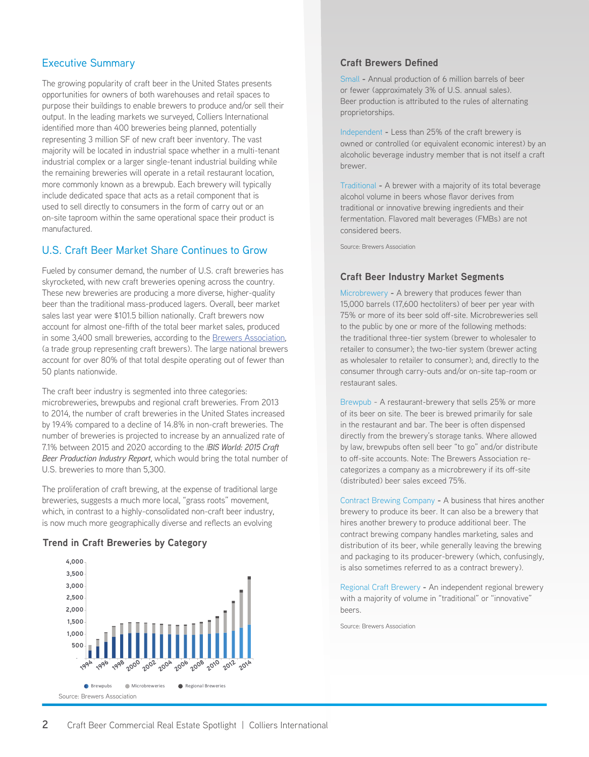## Executive Summary

The growing popularity of craft beer in the United States presents opportunities for owners of both warehouses and retail spaces to purpose their buildings to enable brewers to produce and/or sell their output. In the leading markets we surveyed, Colliers International identified more than 400 breweries being planned, potentially representing 3 million SF of new craft beer inventory. The vast majority will be located in industrial space whether in a multi-tenant industrial complex or a larger single-tenant industrial building while the remaining breweries will operate in a retail restaurant location, more commonly known as a brewpub. Each brewery will typically include dedicated space that acts as a retail component that is used to sell directly to consumers in the form of carry out or an on-site taproom within the same operational space their product is manufactured.

## U.S. Craft Beer Market Share Continues to Grow

Fueled by consumer demand, the number of U.S. craft breweries has skyrocketed, with new craft breweries opening across the country. These new breweries are producing a more diverse, higher-quality beer than the traditional mass-produced lagers. Overall, beer market sales last year were $101.5 billion nationally. Craft brewers now account for almost one-fifth of the total beer market sales, produced in some 3,400 small breweries, according to the Brewers Association, (a trade group representing craft brewers). The large national brewers account for over 80% of that total despite operating out of fewer than 50 plants nationwide.

The craft beer industry is segmented into three categories: microbreweries, brewpubs and regional craft breweries. From 2013 to 2014, the number of craft breweries in the United States increased by 19.4% compared to a decline of 14.8% in non-craft breweries. The number of breweries is projected to increase by an annualized rate of 7.1% between 2015 and 2020 according to the *IBIS World: 2015 Craft Beer Production Industry Report*, which would bring the total number of U.S. breweries to more than 5,300.

The proliferation of craft brewing, at the expense of traditional large breweries, suggests a much more local, "grass roots" movement, which, in contrast to a highly-consolidated non-craft beer industry, is now much more geographically diverse and reflects an evolving

### Trend in Craft Breweries by Category

Legend: Brewpubs, Microbreweries, Regional Breweries

Source: Brewers Association

### Craft Brewers Defined

**Small** - Annual production of 6 million barrels of beer or fewer (approximately 3% of U.S. annual sales). Beer production is attributed to the rules of alternating proprietorships.

**Independent** - Less than 25% of the craft brewery is owned or controlled (or equivalent economic interest) by an alcoholic beverage industry member that is not itself a craft brewer.

**Traditional** - A brewer with a majority of its total beverage alcohol volume in beers whose flavor derives from traditional or innovative brewing ingredients and their fermentation. Flavored malt beverages (FMBs) are not considered beers.

Source: Brewers Association

### Craft Beer Industry Market Segments

**Microbrewery** - A brewery that produces fewer than 15,000 barrels (17,600 hectoliters) of beer per year with 75% or more of its beer sold off-site. Microbreweries sell to the public by one or more of the following methods: the traditional three-tier system (brewer to wholesaler to retailer to consumer); the two-tier system (brewer acting as wholesaler to retailer to consumer); and, directly to the consumer through carry-outs and/or on-site tap-room or restaurant sales.

**Brewpub** - A restaurant-brewery that sells 25% or more of its beer on site. The beer is brewed primarily for sale in the restaurant and bar. The beer is often dispensed directly from the brewery's storage tanks. Where allowed by law, brewpubs often sell beer "to go" and/or distribute to off-site accounts. Note: The Brewers Association re-categorizes a company as a microbrewery if its off-site (distributed) beer sales exceed 75%.

**Contract Brewing Company** - A business that hires another brewery to produce its beer. It can also be a brewery that hires another brewery to produce additional beer. The contract brewing company handles marketing, sales and distribution of its beer, while generally leaving the brewing and packaging to its producer-brewery (which, confusingly, is also sometimes referred to as a contract brewery).

**Regional Craft Brewery** - An independent regional brewery with a majority of volume in "traditional" or "innovative" beers.

Source: Brewers Association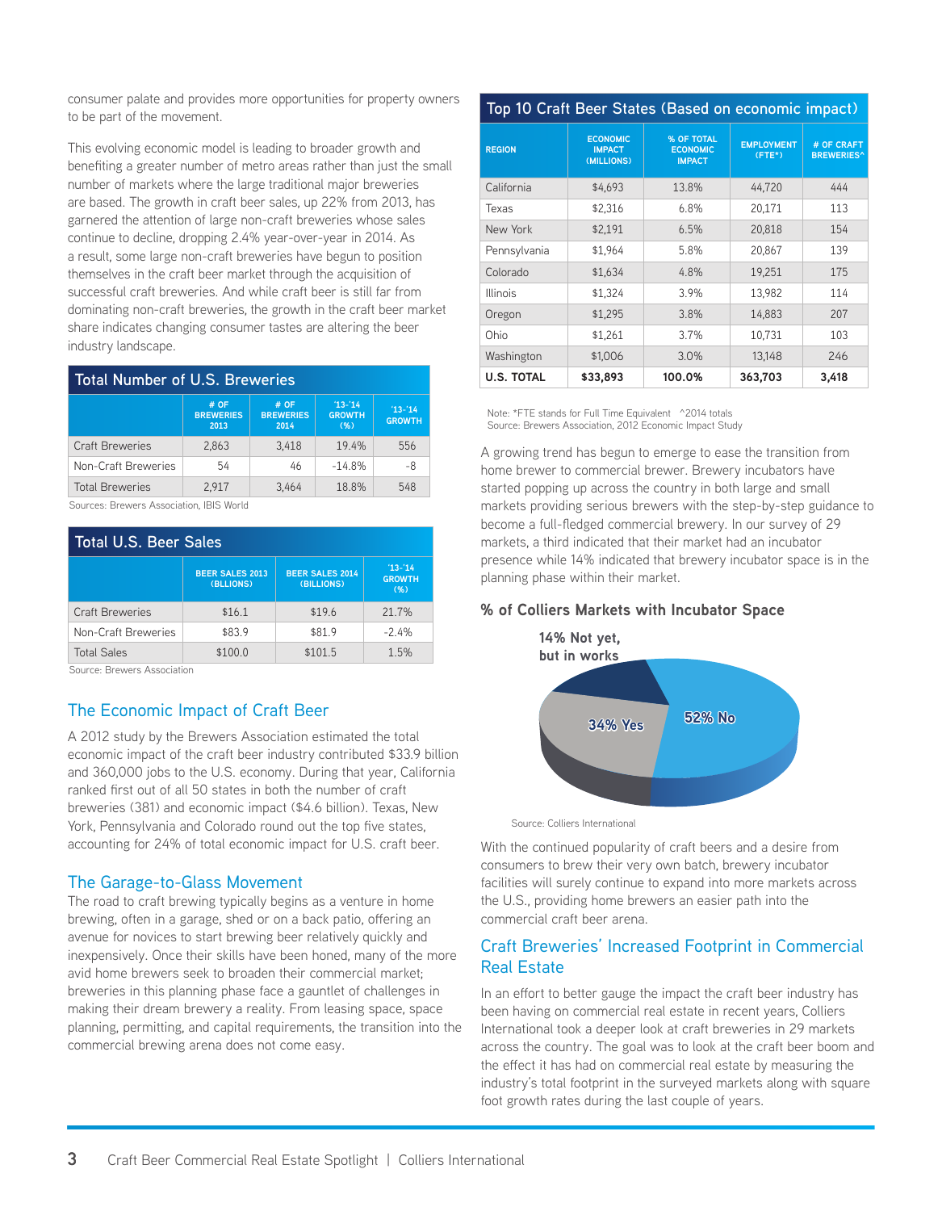consumer palate and provides more opportunities for property owners to be part of the movement.

This evolving economic model is leading to broader growth and benefiting a greater number of metro areas rather than just the small number of markets where the large traditional major breweries are based. The growth in craft beer sales, up 22% from 2013, has garnered the attention of large non-craft breweries whose sales continue to decline, dropping 2.4% year-over-year in 2014. As a result, some large non-craft breweries have begun to position themselves in the craft beer market through the acquisition of successful craft breweries. And while craft beer is still far from dominating non-craft breweries, the growth in the craft beer market share indicates changing consumer tastes are altering the beer industry landscape.

**Total Number of U.S. Breweries**

| | # OF BREWERIES 2013 | # OF BREWERIES 2014 | '13-'14 GROWTH (%) | '13-'14 GROWTH |
|---|---|---|---|---|
| Craft Breweries | 2,863 | 3,418 | 19.4% | 556 |
| Non-Craft Breweries | 54 | 46 | -14.8% | -8 |
| Total Breweries | 2,917 | 3,464 | 18.8% | 548 |

Sources: Brewers Association, IBIS World

**Total U.S. Beer Sales**

| | BEER SALES 2013 (BILLIONS) | BEER SALES 2014 (BILLIONS) | '13-'14 GROWTH (%) |
|---|---|---|---|
| Craft Breweries | $16.1 | $19.6 | 21.7% |
| Non-Craft Breweries | $83.9 | $81.9 | -2.4% |
| Total Sales | $100.0 | $101.5 | 1.5% |

Source: Brewers Association

## The Economic Impact of Craft Beer

A 2012 study by the Brewers Association estimated the total economic impact of the craft beer industry contributed $33.9 billion and 360,000 jobs to the U.S. economy. During that year, California ranked first out of all 50 states in both the number of craft breweries (381) and economic impact ($4.6 billion). Texas, New York, Pennsylvania and Colorado round out the top five states, accounting for 24% of total economic impact for U.S. craft beer.

## The Garage-to-Glass Movement

The road to craft brewing typically begins as a venture in home brewing, often in a garage, shed or on a back patio, offering an avenue for novices to start brewing beer relatively quickly and inexpensively. Once their skills have been honed, many of the more avid home brewers seek to broaden their commercial market; breweries in this planning phase face a gauntlet of challenges in making their dream brewery a reality. From leasing space, space planning, permitting, and capital requirements, the transition into the commercial brewing arena does not come easy.

**Top 10 Craft Beer States (Based on economic impact)**

| REGION | ECONOMIC IMPACT (MILLIONS) | % OF TOTAL ECONOMIC IMPACT | EMPLOYMENT (FTE*) | # OF CRAFT BREWERIES^ |
|---|---|---|---|---|
| California | $4,693 | 13.8% | 44,720 | 444 |
| Texas | $2,316 | 6.8% | 20,171 | 113 |
| New York | $2,191 | 6.5% | 20,818 | 154 |
| Pennsylvania | $1,964 | 5.8% | 20,867 | 139 |
| Colorado | $1,634 | 4.8% | 19,251 | 175 |
| Illinois | $1,324 | 3.9% | 13,982 | 114 |
| Oregon | $1,295 | 3.8% | 14,883 | 207 |
| Ohio | $1,261 | 3.7% | 10,731 | 103 |
| Washington | $1,006 | 3.0% | 13,148 | 246 |
| **U.S. TOTAL** | **$33,893** | **100.0%** | **363,703** | **3,418** |

Note: *FTE stands for Full Time Equivalent ^2014 totals
Source: Brewers Association, 2012 Economic Impact Study

A growing trend has begun to emerge to ease the transition from home brewer to commercial brewer. Brewery incubators have started popping up across the country in both large and small markets providing serious brewers with the step-by-step guidance to become a full-fledged commercial brewery. In our survey of 29 markets, a third indicated that their market had an incubator presence while 14% indicated that brewery incubator space is in the planning phase within their market.

**% of Colliers Markets with Incubator Space**

14% Not yet, but in works

34% Yes

52% No

Source: Colliers International

With the continued popularity of craft beers and a desire from consumers to brew their very own batch, brewery incubator facilities will surely continue to expand into more markets across the U.S., providing home brewers an easier path into the commercial craft beer arena.

## Craft Breweries' Increased Footprint in Commercial Real Estate

In an effort to better gauge the impact the craft beer industry has been having on commercial real estate in recent years, Colliers International took a deeper look at craft breweries in 29 markets across the country. The goal was to look at the craft beer boom and the effect it has had on commercial real estate by measuring the industry's total footprint in the surveyed markets along with square foot growth rates during the last couple of years.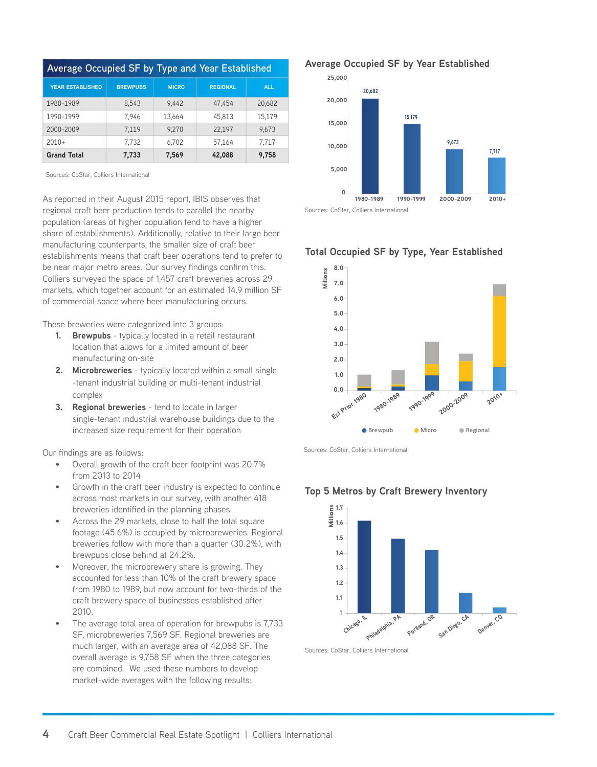## Average Occupied SF by Type and Year Established

| YEAR ESTABLISHED | BREWPUBS | MICRO | REGIONAL | ALL |
|---|---|---|---|---|
| 1980-1989 | 8,543 | 9,442 | 47,454 | 20,682 |
| 1990-1999 | 7,946 | 13,664 | 45,813 | 15,179 |
| 2000-2009 | 7,119 | 9,270 | 22,197 | 9,673 |
| 2010+ | 7,732 | 6,702 | 57,164 | 7,717 |
| **Grand Total** | **7,733** | **7,569** | **42,088** | **9,758** |

Sources: CoStar, Colliers International

As reported in their August 2015 report, IBIS observes that regional craft beer production tends to parallel the nearby population (areas of higher population tend to have a higher share of establishments). Additionally, relative to their large beer manufacturing counterparts, the smaller size of craft beer establishments means that craft beer operations tend to prefer to be near major metro areas. Our survey findings confirm this. Colliers surveyed the space of 1,457 craft breweries across 29 markets, which together account for an estimated 14.9 million SF of commercial space where beer manufacturing occurs.

These breweries were categorized into 3 groups:

1. **Brewpubs** - typically located in a retail restaurant location that allows for a limited amount of beer manufacturing on-site
2. **Microbreweries** - typically located within a small single -tenant industrial building or multi-tenant industrial complex
3. **Regional breweries** - tend to locate in larger single-tenant industrial warehouse buildings due to the increased size requirement for their operation

Our findings are as follows:

- Overall growth of the craft beer footprint was 20.7% from 2013 to 2014
- Growth in the craft beer industry is expected to continue across most markets in our survey, with another 418 breweries identified in the planning phases.
- Across the 29 markets, close to half the total square footage (45.6%) is occupied by microbreweries. Regional breweries follow with more than a quarter (30.2%), with brewpubs close behind at 24.2%.
- Moreover, the microbrewery share is growing. They accounted for less than 10% of the craft brewery space from 1980 to 1989, but now account for two-thirds of the craft brewery space of businesses established after 2010.
- The average total area of operation for brewpubs is 7,733 SF, microbreweries 7,569 SF. Regional breweries are much larger, with an average area of 42,088 SF. The overall average is 9,758 SF when the three categories are combined. We used these numbers to develop market-wide averages with the following results:

## Average Occupied SF by Year Established

| Year Established | Average Occupied SF |
|---|---|
| 1980-1989 | 20,682 |
| 1990-1999 | 15,179 |
| 2000-2009 | 9,673 |
| 2010+ | 7,717 |

Sources: CoStar, Colliers International

## Total Occupied SF by Type, Year Established

(Millions; stacked by Brewpub, Micro, Regional; categories: Est Prior 1980, 1980-1989, 1990-1999, 2000-2009, 2010+)

Sources: CoStar, Colliers International

## Top 5 Metros by Craft Brewery Inventory

(Millions; Chicago, IL; Philadelphia, PA; Portland, OR; San Diego, CA; Denver, CO)

Sources: CoStar, Colliers International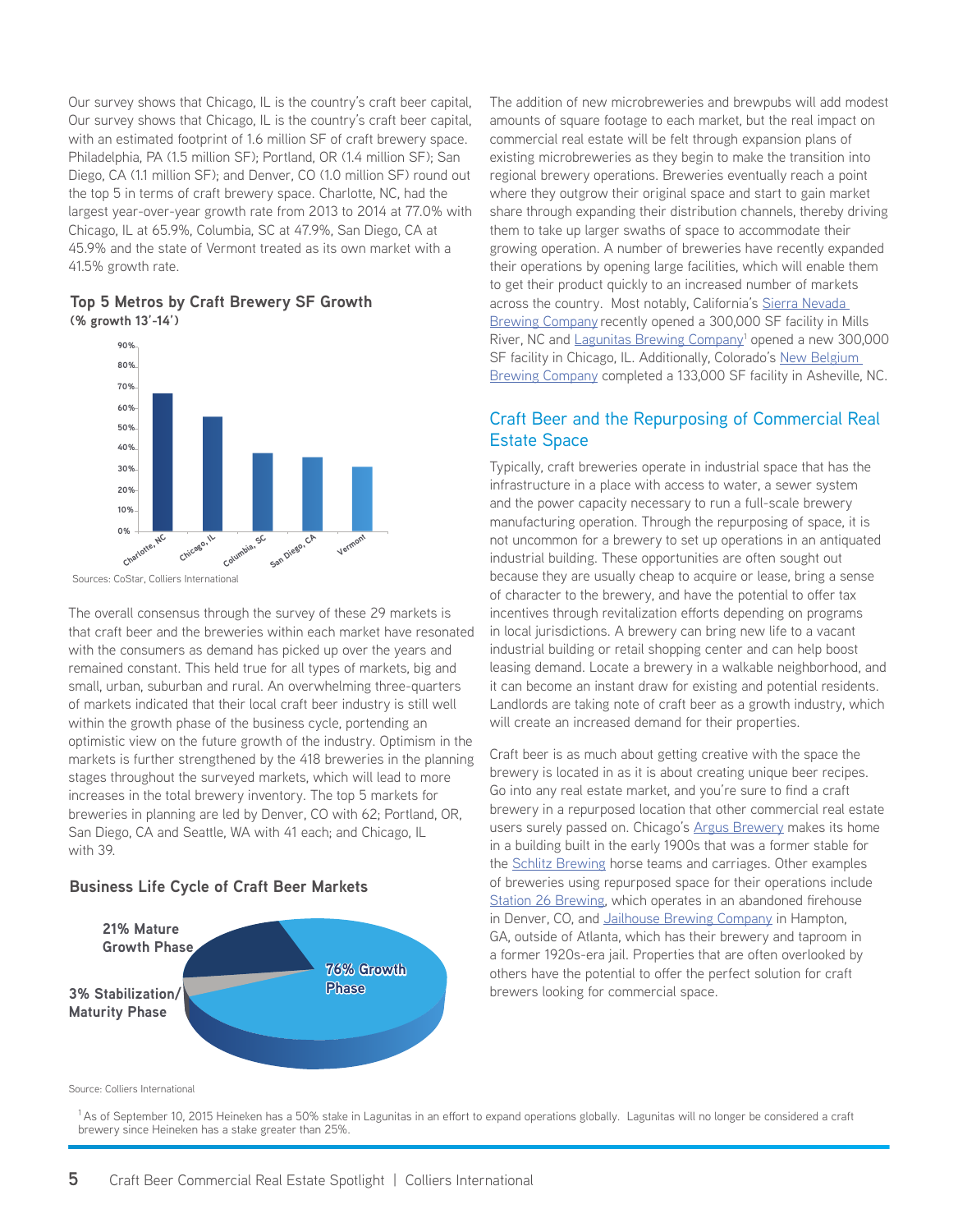Our survey shows that Chicago, IL is the country's craft beer capital, Our survey shows that Chicago, IL is the country's craft beer capital, with an estimated footprint of 1.6 million SF of craft brewery space. Philadelphia, PA (1.5 million SF); Portland, OR (1.4 million SF); San Diego, CA (1.1 million SF); and Denver, CO (1.0 million SF) round out the top 5 in terms of craft brewery space. Charlotte, NC, had the largest year-over-year growth rate from 2013 to 2014 at 77.0% with Chicago, IL at 65.9%, Columbia, SC at 47.9%, San Diego, CA at 45.9% and the state of Vermont treated as its own market with a 41.5% growth rate.

**Top 5 Metros by Craft Brewery SF Growth**
**(% growth 13'-14')**

Charlotte, NC; Chicago, IL; Columbia, SC; San Diego, CA; Vermont

Sources: CoStar, Colliers International

The overall consensus through the survey of these 29 markets is that craft beer and the breweries within each market have resonated with the consumers as demand has picked up over the years and remained constant. This held true for all types of markets, big and small, urban, suburban and rural. An overwhelming three-quarters of markets indicated that their local craft beer industry is still well within the growth phase of the business cycle, portending an optimistic view on the future growth of the industry. Optimism in the markets is further strengthened by the 418 breweries in the planning stages throughout the surveyed markets, which will lead to more increases in the total brewery inventory. The top 5 markets for breweries in planning are led by Denver, CO with 62; Portland, OR, San Diego, CA and Seattle, WA with 41 each; and Chicago, IL with 39.

**Business Life Cycle of Craft Beer Markets**

- 76% Growth Phase
- 21% Mature Growth Phase
- 3% Stabilization/ Maturity Phase

Source: Colliers International

The addition of new microbreweries and brewpubs will add modest amounts of square footage to each market, but the real impact on commercial real estate will be felt through expansion plans of existing microbreweries as they begin to make the transition into regional brewery operations. Breweries eventually reach a point where they outgrow their original space and start to gain market share through expanding their distribution channels, thereby driving them to take up larger swaths of space to accommodate their growing operation. A number of breweries have recently expanded their operations by opening large facilities, which will enable them to get their product quickly to an increased number of markets across the country. Most notably, California's Sierra Nevada Brewing Company recently opened a 300,000 SF facility in Mills River, NC and Lagunitas Brewing Company[1] opened a new 300,000 SF facility in Chicago, IL. Additionally, Colorado's New Belgium Brewing Company completed a 133,000 SF facility in Asheville, NC.

## Craft Beer and the Repurposing of Commercial Real Estate Space

Typically, craft breweries operate in industrial space that has the infrastructure in a place with access to water, a sewer system and the power capacity necessary to run a full-scale brewery manufacturing operation. Through the repurposing of space, it is not uncommon for a brewery to set up operations in an antiquated industrial building. These opportunities are often sought out because they are usually cheap to acquire or lease, bring a sense of character to the brewery, and have the potential to offer tax incentives through revitalization efforts depending on programs in local jurisdictions. A brewery can bring new life to a vacant industrial building or retail shopping center and can help boost leasing demand. Locate a brewery in a walkable neighborhood, and it can become an instant draw for existing and potential residents. Landlords are taking note of craft beer as a growth industry, which will create an increased demand for their properties.

Craft beer is as much about getting creative with the space the brewery is located in as it is about creating unique beer recipes. Go into any real estate market, and you're sure to find a craft brewery in a repurposed location that other commercial real estate users surely passed on. Chicago's Argus Brewery makes its home in a building built in the early 1900s that was a former stable for the Schlitz Brewing horse teams and carriages. Other examples of breweries using repurposed space for their operations include Station 26 Brewing, which operates in an abandoned firehouse in Denver, CO, and Jailhouse Brewing Company in Hampton, GA, outside of Atlanta, which has their brewery and taproom in a former 1920s-era jail. Properties that are often overlooked by others have the potential to offer the perfect solution for craft brewers looking for commercial space.

[1] As of September 10, 2015 Heineken has a 50% stake in Lagunitas in an effort to expand operations globally. Lagunitas will no longer be considered a craft brewery since Heineken has a stake greater than 25%.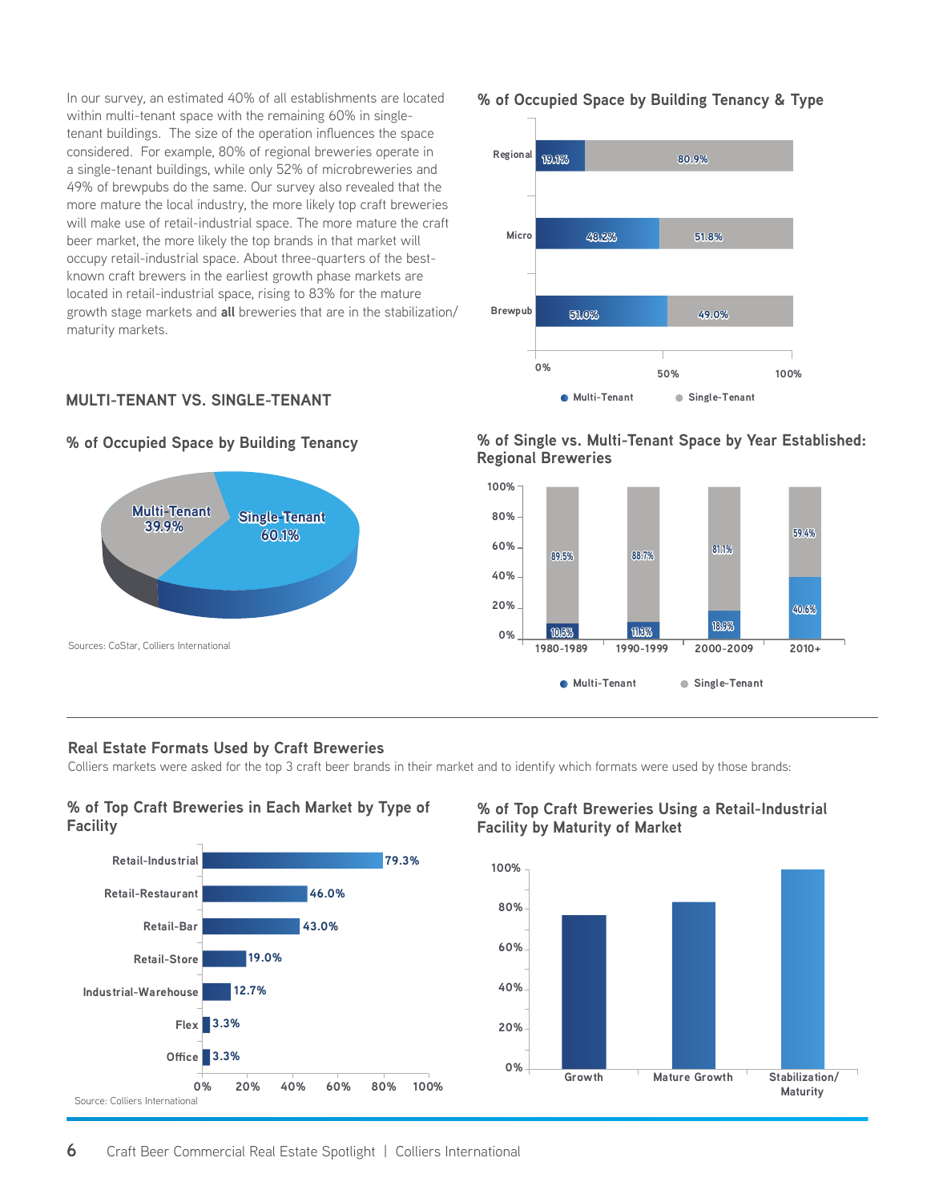In our survey, an estimated 40% of all establishments are located within multi-tenant space with the remaining 60% in single-tenant buildings. The size of the operation influences the space considered. For example, 80% of regional breweries operate in a single-tenant buildings, while only 52% of microbreweries and 49% of brewpubs do the same. Our survey also revealed that the more mature the local industry, the more likely top craft breweries will make use of retail-industrial space. The more mature the craft beer market, the more likely the top brands in that market will occupy retail-industrial space. About three-quarters of the best-known craft brewers in the earliest growth phase markets are located in retail-industrial space, rising to 83% for the mature growth stage markets and **all** breweries that are in the stabilization/maturity markets.

## MULTI-TENANT VS. SINGLE-TENANT

### % of Occupied Space by Building Tenancy

| Tenancy | % |
|---|---|
| Multi-Tenant | 39.9% |
| Single-Tenant | 60.1% |

Sources: CoStar, Colliers International

### % of Occupied Space by Building Tenancy & Type

| Type | Multi-Tenant | Single-Tenant |
|---|---|---|
| Regional | 19.1% | 80.9% |
| Micro | 48.2% | 51.8% |
| Brewpub | 51.0% | 49.0% |

### % of Single vs. Multi-Tenant Space by Year Established: Regional Breweries

| Year Established | Multi-Tenant | Single-Tenant |
|---|---|---|
| 1980-1989 | 10.5% | 89.5% |
| 1990-1999 | 11.3% | 88.7% |
| 2000-2009 | 18.9% | 81.1% |
| 2010+ | 40.6% | 59.4% |

## Real Estate Formats Used by Craft Breweries

Colliers markets were asked for the top 3 craft beer brands in their market and to identify which formats were used by those brands:

### % of Top Craft Breweries in Each Market by Type of Facility

| Type of Facility | % |
|---|---|
| Retail-Industrial | 79.3% |
| Retail-Restaurant | 46.0% |
| Retail-Bar | 43.0% |
| Retail-Store | 19.0% |
| Industrial-Warehouse | 12.7% |
| Flex | 3.3% |
| Office | 3.3% |

Source: Colliers International

### % of Top Craft Breweries Using a Retail-Industrial Facility by Maturity of Market

| Maturity of Market | % |
|---|---|
| Growth | ~77% |
| Mature Growth | ~83% |
| Stabilization/Maturity | 100% |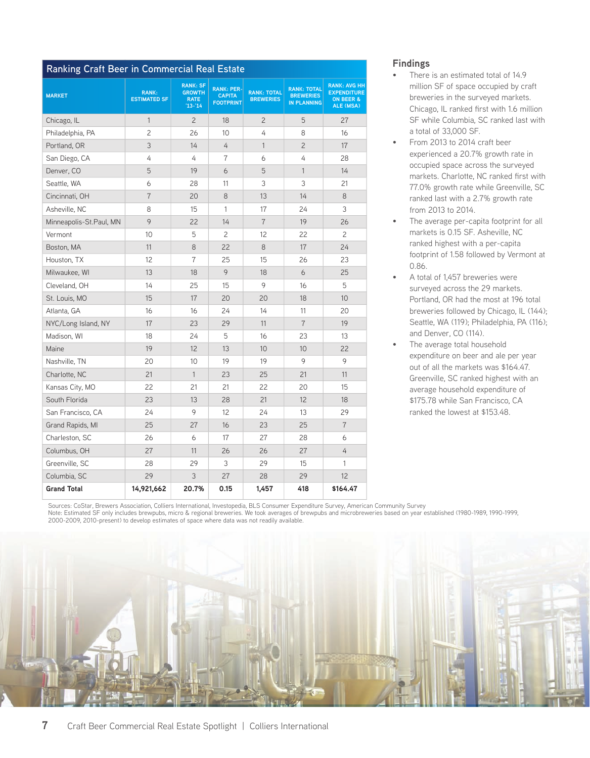## Ranking Craft Beer in Commercial Real Estate

| MARKET | RANK: ESTIMATED SF | RANK: SF GROWTH RATE '13-'14 | RANK: PER-CAPITA FOOTPRINT | RANK: TOTAL BREWERIES | RANK: TOTAL BREWERIES IN PLANNING | RANK: AVG HH EXPENDITURE ON BEER & ALE (MSA) |
|---|---|---|---|---|---|---|
| Chicago, IL | 1 | 2 | 18 | 2 | 5 | 27 |
| Philadelphia, PA | 2 | 26 | 10 | 4 | 8 | 16 |
| Portland, OR | 3 | 14 | 4 | 1 | 2 | 17 |
| San Diego, CA | 4 | 4 | 7 | 6 | 4 | 28 |
| Denver, CO | 5 | 19 | 6 | 5 | 1 | 14 |
| Seattle, WA | 6 | 28 | 11 | 3 | 3 | 21 |
| Cincinnati, OH | 7 | 20 | 8 | 13 | 14 | 8 |
| Asheville, NC | 8 | 15 | 1 | 17 | 24 | 3 |
| Minneapolis-St.Paul, MN | 9 | 22 | 14 | 7 | 19 | 26 |
| Vermont | 10 | 5 | 2 | 12 | 22 | 2 |
| Boston, MA | 11 | 8 | 22 | 8 | 17 | 24 |
| Houston, TX | 12 | 7 | 25 | 15 | 26 | 23 |
| Milwaukee, WI | 13 | 18 | 9 | 18 | 6 | 25 |
| Cleveland, OH | 14 | 25 | 15 | 9 | 16 | 5 |
| St. Louis, MO | 15 | 17 | 20 | 20 | 18 | 10 |
| Atlanta, GA | 16 | 16 | 24 | 14 | 11 | 20 |
| NYC/Long Island, NY | 17 | 23 | 29 | 11 | 7 | 19 |
| Madison, WI | 18 | 24 | 5 | 16 | 23 | 13 |
| Maine | 19 | 12 | 13 | 10 | 10 | 22 |
| Nashville, TN | 20 | 10 | 19 | 19 | 9 | 9 |
| Charlotte, NC | 21 | 1 | 23 | 25 | 21 | 11 |
| Kansas City, MO | 22 | 21 | 21 | 22 | 20 | 15 |
| South Florida | 23 | 13 | 28 | 21 | 12 | 18 |
| San Francisco, CA | 24 | 9 | 12 | 24 | 13 | 29 |
| Grand Rapids, MI | 25 | 27 | 16 | 23 | 25 | 7 |
| Charleston, SC | 26 | 6 | 17 | 27 | 28 | 6 |
| Columbus, OH | 27 | 11 | 26 | 26 | 27 | 4 |
| Greenville, SC | 28 | 29 | 3 | 29 | 15 | 1 |
| Columbia, SC | 29 | 3 | 27 | 28 | 29 | 12 |
| **Grand Total** | **14,921,662** | **20.7%** | **0.15** | **1,457** | **418** | **$164.47** |

Sources: CoStar, Brewers Association, Colliers International, Investopedia, BLS Consumer Expenditure Survey, American Community Survey
Note: Estimated SF only includes brewpubs, micro & regional breweries. We took averages of brewpubs and microbreweries based on year established (1980-1989, 1990-1999, 2000-2009, 2010-present) to develop estimates of space where data was not readily available.

## Findings

- There is an estimated total of 14.9 million SF of space occupied by craft breweries in the surveyed markets. Chicago, IL ranked first with 1.6 million SF while Columbia, SC ranked last with a total of 33,000 SF.
- From 2013 to 2014 craft beer experienced a 20.7% growth rate in occupied space across the surveyed markets. Charlotte, NC ranked first with 77.0% growth rate while Greenville, SC ranked last with a 2.7% growth rate from 2013 to 2014.
- The average per-capita footprint for all markets is 0.15 SF. Asheville, NC ranked highest with a per-capita footprint of 1.58 followed by Vermont at 0.86.
- A total of 1,457 breweries were surveyed across the 29 markets. Portland, OR had the most at 196 total breweries followed by Chicago, IL (144); Seattle, WA (119); Philadelphia, PA (116); and Denver, CO (114).
- The average total household expenditure on beer and ale per year out of all the markets was $164.47. Greenville, SC ranked highest with an average household expenditure of $175.78 while San Francisco, CA ranked the lowest at $153.48.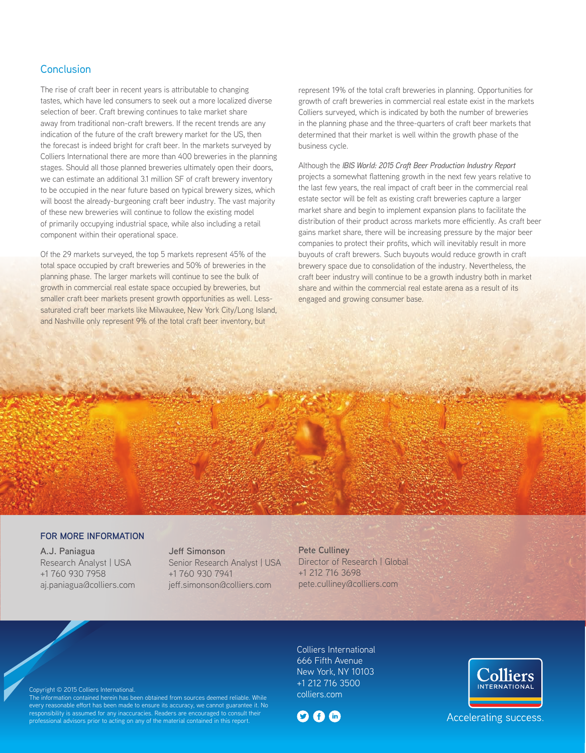## Conclusion

The rise of craft beer in recent years is attributable to changing tastes, which have led consumers to seek out a more localized diverse selection of beer. Craft brewing continues to take market share away from traditional non-craft brewers. If the recent trends are any indication of the future of the craft brewery market for the US, then the forecast is indeed bright for craft beer. In the markets surveyed by Colliers International there are more than 400 breweries in the planning stages. Should all those planned breweries ultimately open their doors, we can estimate an additional 3.1 million SF of craft brewery inventory to be occupied in the near future based on typical brewery sizes, which will boost the already-burgeoning craft beer industry. The vast majority of these new breweries will continue to follow the existing model of primarily occupying industrial space, while also including a retail component within their operational space.

Of the 29 markets surveyed, the top 5 markets represent 45% of the total space occupied by craft breweries and 50% of breweries in the planning phase. The larger markets will continue to see the bulk of growth in commercial real estate space occupied by breweries, but smaller craft beer markets present growth opportunities as well. Less-saturated craft beer markets like Milwaukee, New York City/Long Island, and Nashville only represent 9% of the total craft beer inventory, but represent 19% of the total craft breweries in planning. Opportunities for growth of craft breweries in commercial real estate exist in the markets Colliers surveyed, which is indicated by both the number of breweries in the planning phase and the three-quarters of craft beer markets that determined that their market is well within the growth phase of the business cycle.

Although the *IBIS World: 2015 Craft Beer Production Industry Report* projects a somewhat flattening growth in the next few years relative to the last few years, the real impact of craft beer in the commercial real estate sector will be felt as existing craft breweries capture a larger market share and begin to implement expansion plans to facilitate the distribution of their product across markets more efficiently. As craft beer gains market share, there will be increasing pressure by the major beer companies to protect their profits, which will inevitably result in more buyouts of craft brewers. Such buyouts would reduce growth in craft brewery space due to consolidation of the industry. Nevertheless, the craft beer industry will continue to be a growth industry both in market share and within the commercial real estate arena as a result of its engaged and growing consumer base.

### FOR MORE INFORMATION

**A.J. Paniagua**
Research Analyst | USA
+1 760 930 7958
aj.paniagua@colliers.com

**Jeff Simonson**
Senior Research Analyst | USA
+1 760 930 7941
jeff.simonson@colliers.com

**Pete Culliney**
Director of Research | Global
+1 212 716 3698
pete.culliney@colliers.com

Copyright © 2015 Colliers International.
The information contained herein has been obtained from sources deemed reliable. While every reasonable effort has been made to ensure its accuracy, we cannot guarantee it. No responsibility is assumed for any inaccuracies. Readers are encouraged to consult their professional advisors prior to acting on any of the material contained in this report.

Colliers International
666 Fifth Avenue
New York, NY 10103
+1 212 716 3500
colliers.com

Colliers INTERNATIONAL

Accelerating success.